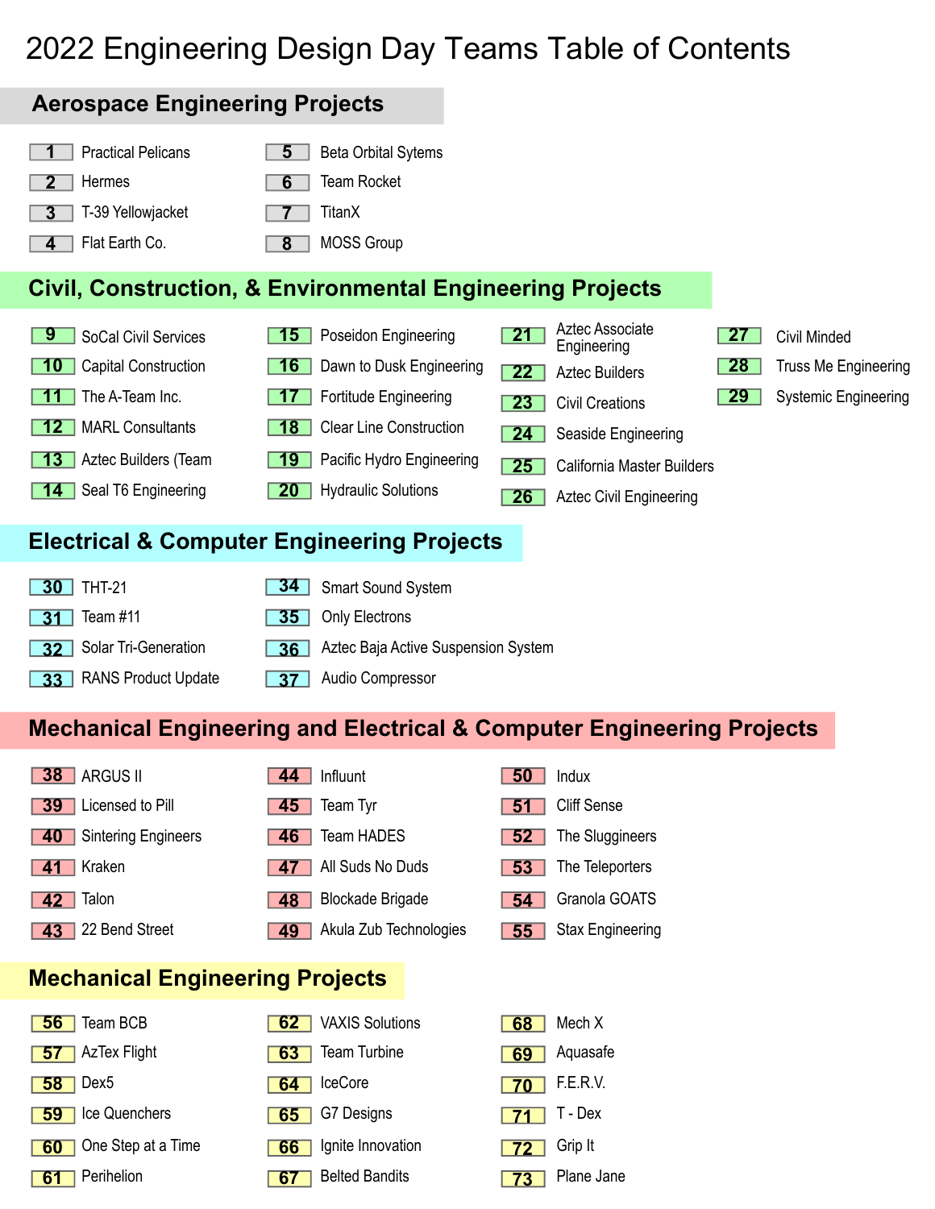# 2022 Engineering Design Day Teams Table of Contents

## Aerospace Engineering Projects

- 1 Practical Pelicans
- 2 Hermes
- 3 T-39 Yellowjacket
- 4 Flat Earth Co.
- 5 Beta Orbital Sytems
- 6 Team Rocket
- 7 TitanX
- 8 MOSS Group

## Civil, Construction, & Environmental Engineering Projects

- 9 SoCal Civil Services
- 10 Capital Construction
- 11 The A-Team Inc.
- 12 MARL Consultants
- 13 Aztec Builders (Team
- 14 Seal T6 Engineering
- 15 Poseidon Engineering
- 16 Dawn to Dusk Engineering
- 17 Fortitude Engineering
- 18 Clear Line Construction
- 19 Pacific Hydro Engineering
- 20 Hydraulic Solutions
- 21 Aztec Associate Engineering
- 22 Aztec Builders
- 23 Civil Creations
- 24 Seaside Engineering
- 25 California Master Builders
- 26 Aztec Civil Engineering
- 27 Civil Minded
- 28 Truss Me Engineering
- 29 Systemic Engineering

## Electrical & Computer Engineering Projects

- 30 THT-21
- 31 Team #11
- 32 Solar Tri-Generation
- 33 RANS Product Update
- 34 Smart Sound System
- 35 Only Electrons
- 36 Aztec Baja Active Suspension System
- 37 Audio Compressor

## Mechanical Engineering and Electrical & Computer Engineering Projects

- 38 ARGUS II
- 39 Licensed to Pill
- 40 Sintering Engineers
- 41 Kraken
- 42 Talon
- 43 22 Bend Street
- 44 Influunt
- 45 Team Tyr
- 46 Team HADES
- 47 All Suds No Duds
- 48 Blockade Brigade
- 49 Akula Zub Technologies
- 50 Indux
- 51 Cliff Sense
- 52 The Sluggineers
- 53 The Teleporters
- 54 Granola GOATS
- 55 Stax Engineering

## Mechanical Engineering Projects

- 56 Team BCB
- 57 AzTex Flight
- 58 Dex5
- 59 Ice Quenchers
- 60 One Step at a Time
- 61 Perihelion
- 62 VAXIS Solutions
- 63 Team Turbine
- 64 IceCore
- 65 G7 Designs
- 66 Ignite Innovation
- 67 Belted Bandits
- 68 Mech X
- 69 Aquasafe
- 70 F.E.R.V.
- 71 T - Dex
- 72 Grip It
- 73 Plane Jane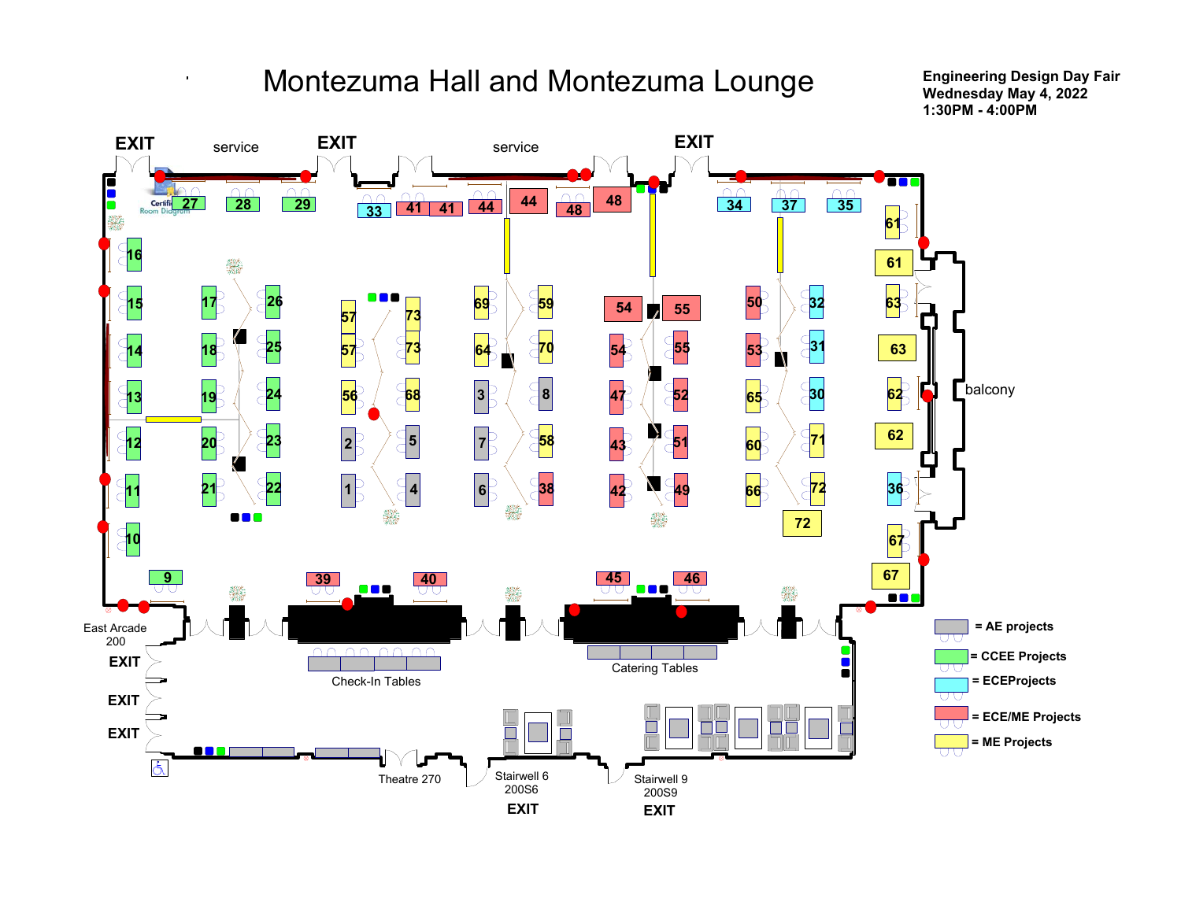# Montezuma Hall and Montezuma Lounge

**Engineering Design Day Fair**
**Wednesday May 4, 2022**
**1:30PM - 4:00PM**

EXIT service EXIT service EXIT

27 28 29 33 41 41 44 44 48 48 34 37 35

61 61 63 63 62 62 36 67 67

16 15 14 13 12 11 10 9

17 18 19 20 21

26 25 24 23 22

57 57 56 2 1

73 73 68 5 4

69 64 3 7 6

59 70 8 58 38

54 54 47 43 42

55 55 52 51 49

50 53 65 60 66

32 31 30 71 72 72

39 40 45 46

balcony

East Arcade 200

EXIT

EXIT

EXIT

Check-In Tables

Catering Tables

Theatre 270

Stairwell 6 200S6

EXIT

Stairwell 9 200S9

EXIT

= AE projects

= CCEE Projects

= ECEProjects

= ECE/ME Projects

= ME Projects